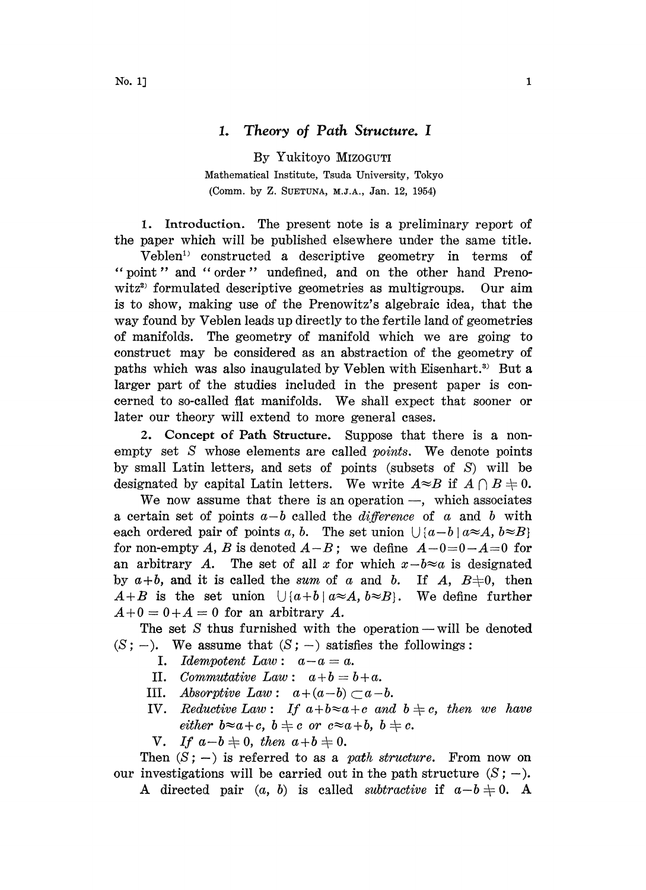# 1. Theory of Path Structure. I

By Yukitoyo MIZOGUTI

Mathematical Institute, Tsuda University, Tokyo

(Comm. by Z. SUETUNA, M.J.A., Jan. 12, 1954)

**1. Introduction.** The present note is a preliminary report of the paper which will be published elsewhere under the same title.

Veblen[1] constructed a descriptive geometry in terms of "point" and "order" undefined, and on the other hand Prenowitz[2] formulated descriptive geometries as multigroups. Our aim is to show, making use of the Prenowitz's algebraic idea, that the way found by Veblen leads up directly to the fertile land of geometries of manifolds. The geometry of manifold which we are going to construct may be considered as an abstraction of the geometry of paths which was also inaugulated by Veblen with Eisenhart.[3] But a larger part of the studies included in the present paper is concerned to so-called flat manifolds. We shall expect that sooner or later our theory will extend to more general cases.

**2. Concept of Path Structure.** Suppose that there is a non-empty set $S$ whose elements are called *points*. We denote points by small Latin letters, and sets of points (subsets of $S$) will be designated by capital Latin letters. We write $A \approx B$ if $A \cap B \neq 0$.

We now assume that there is an operation $-$, which associates a certain set of points $a-b$ called the *difference* of $a$ and $b$ with each ordered pair of points $a$, $b$. The set union $\cup\{a-b \mid a \approx A, b \approx B\}$ for non-empty $A$, $B$ is denoted $A-B$; we define $A-0=0-A=0$ for an arbitrary $A$. The set of all $x$ for which $x-b \approx a$ is designated by $a+b$, and it is called the *sum* of $a$ and $b$. If $A$, $B \neq 0$, then $A+B$ is the set union $\cup\{a+b \mid a \approx A, b \approx B\}$. We define further $A+0=0+A=0$ for an arbitrary $A$.

The set $S$ thus furnished with the operation $-$ will be denoted $(S; -)$. We assume that $(S; -)$ satisfies the followings:

I. *Idempotent Law*: $a-a=a$.

II. *Commutative Law*: $a+b=b+a$.

III. *Absorptive Law*: $a+(a-b) \subset a-b$.

IV. *Reductive Law*: *If* $a+b \approx a+c$ *and* $b \neq c$, *then we have either* $b \approx a+c$, $b \neq c$ *or* $c \approx a+b$, $b \neq c$.

V. *If* $a-b \neq 0$, *then* $a+b \neq 0$.

Then $(S; -)$ is referred to as a *path structure*. From now on our investigations will be carried out in the path structure $(S; -)$.

A directed pair $(a, b)$ is called *subtractive* if $a-b \neq 0$. A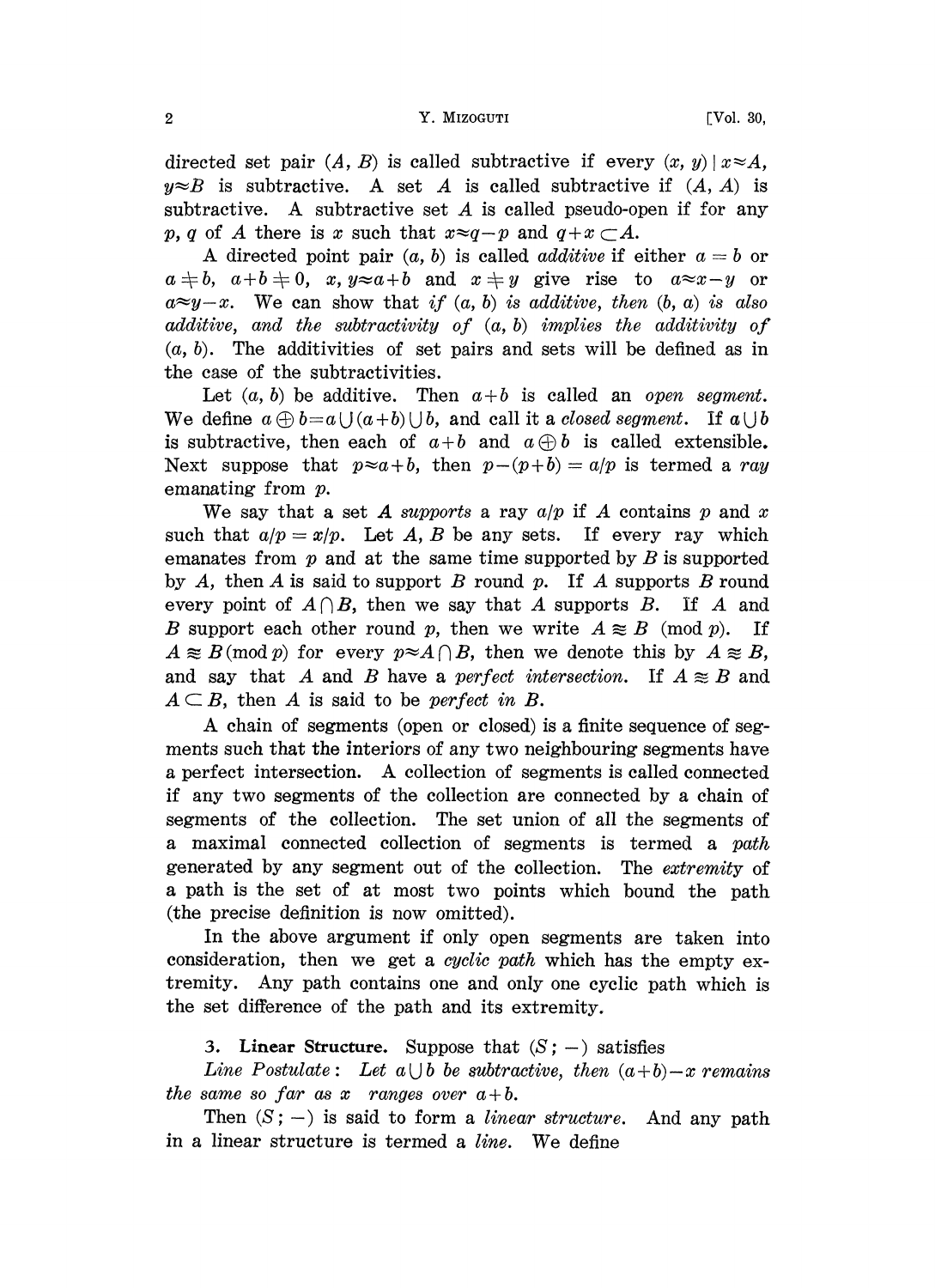directed set pair $(A, B)$ is called subtractive if every $(x, y) \mid x \approx A$, $y \approx B$ is subtractive. A set $A$ is called subtractive if $(A, A)$ is subtractive. A subtractive set $A$ is called pseudo-open if for any $p, q$ of $A$ there is $x$ such that $x \approx q - p$ and $q + x \subset A$.

A directed point pair $(a, b)$ is called *additive* if either $a = b$ or $a \neq b$, $a + b \neq 0$, $x, y \approx a + b$ and $x \neq y$ give rise to $a \approx x - y$ or $a \approx y - x$. We can show that *if $(a, b)$ is additive, then $(b, a)$ is also additive, and the subtractivity of $(a, b)$ implies the additivity of $(a, b)$.* The additivities of set pairs and sets will be defined as in the case of the subtractivities.

Let $(a, b)$ be additive. Then $a + b$ is called an *open segment*. We define $a \oplus b = a \cup (a + b) \cup b$, and call it a *closed segment*. If $a \cup b$ is subtractive, then each of $a + b$ and $a \oplus b$ is called extensible. Next suppose that $p \approx a + b$, then $p - (p + b) = a/p$ is termed a *ray* emanating from $p$.

We say that a set $A$ *supports* a ray $a/p$ if $A$ contains $p$ and $x$ such that $a/p = x/p$. Let $A, B$ be any sets. If every ray which emanates from $p$ and at the same time supported by $B$ is supported by $A$, then $A$ is said to support $B$ round $p$. If $A$ supports $B$ round every point of $A \cap B$, then we say that $A$ supports $B$. If $A$ and $B$ support each other round $p$, then we write $A \approxeq B \pmod{p}$. If $A \approxeq B \pmod{p}$ for every $p \approx A \cap B$, then we denote this by $A \approxeq B$, and say that $A$ and $B$ have a *perfect intersection*. If $A \approxeq B$ and $A \subset B$, then $A$ is said to be *perfect in* $B$.

A chain of segments (open or closed) is a finite sequence of segments such that the interiors of any two neighbouring segments have a perfect intersection. A collection of segments is called connected if any two segments of the collection are connected by a chain of segments of the collection. The set union of all the segments of a maximal connected collection of segments is termed a *path* generated by any segment out of the collection. The *extremity* of a path is the set of at most two points which bound the path (the precise definition is now omitted).

In the above argument if only open segments are taken into consideration, then we get a *cyclic path* which has the empty extremity. Any path contains one and only one cyclic path which is the set difference of the path and its extremity.

### 3. Linear Structure.

Suppose that $(S; -)$ satisfies

*Line Postulate*: *Let $a \cup b$ be subtractive, then $(a + b) - x$ remains the same so far as $x$ ranges over $a + b$.*

Then $(S; -)$ is said to form a *linear structure*. And any path in a linear structure is termed a *line*. We define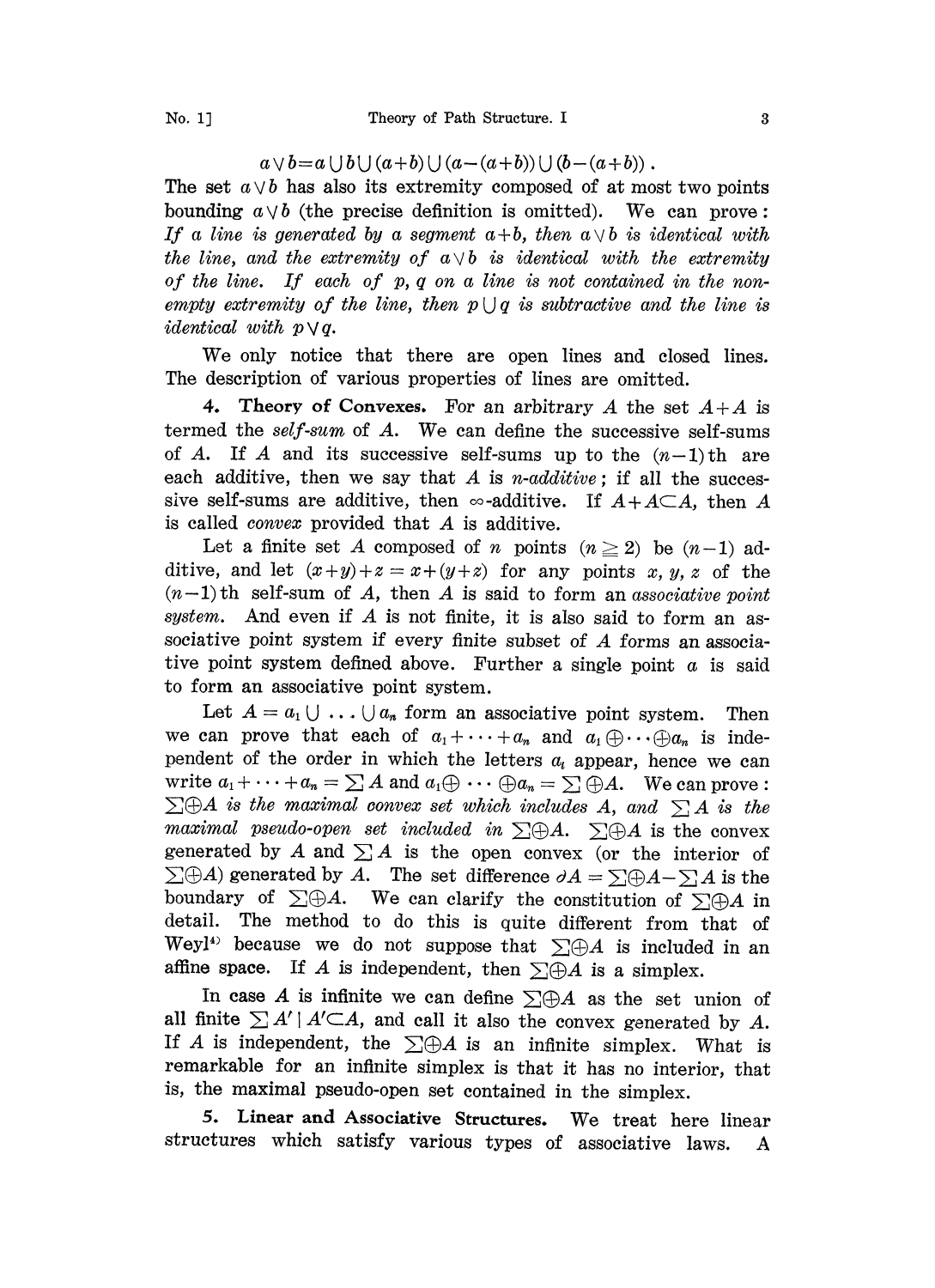$$a \vee b = a \cup b \cup (a+b) \cup (a-(a+b)) \cup (b-(a+b)) .$$

The set $a \vee b$ has also its extremity composed of at most two points bounding $a \vee b$ (the precise definition is omitted). We can prove: *If a line is generated by a segment $a+b$, then $a \vee b$ is identical with the line, and the extremity of $a \vee b$ is identical with the extremity of the line. If each of $p$, $q$ on a line is not contained in the non-empty extremity of the line, then $p \cup q$ is subtractive and the line is identical with $p \vee q$.*

We only notice that there are open lines and closed lines. The description of various properties of lines are omitted.

**4. Theory of Convexes.** For an arbitrary $A$ the set $A+A$ is termed the *self-sum* of $A$. We can define the successive self-sums of $A$. If $A$ and its successive self-sums up to the $(n-1)$th are each additive, then we say that $A$ is *n-additive*; if all the successive self-sums are additive, then $\infty$-additive. If $A+A \subset A$, then $A$ is called *convex* provided that $A$ is additive.

Let a finite set $A$ composed of $n$ points $(n \geqq 2)$ be $(n-1)$ additive, and let $(x+y)+z = x+(y+z)$ for any points $x, y, z$ of the $(n-1)$th self-sum of $A$, then $A$ is said to form an *associative point system*. And even if $A$ is not finite, it is also said to form an associative point system if every finite subset of $A$ forms an associative point system defined above. Further a single point $a$ is said to form an associative point system.

Let $A = a_1 \cup \ldots \cup a_n$ form an associative point system. Then we can prove that each of $a_1 + \cdots + a_n$ and $a_1 \oplus \cdots \oplus a_n$ is independent of the order in which the letters $a_i$ appear, hence we can write $a_1 + \cdots + a_n = \sum A$ and $a_1 \oplus \cdots \oplus a_n = \sum \oplus A$. We can prove: *$\sum \oplus A$ is the maximal convex set which includes $A$, and $\sum A$ is the maximal pseudo-open set included in $\sum \oplus A$.* $\sum \oplus A$ is the convex generated by $A$ and $\sum A$ is the open convex (or the interior of $\sum \oplus A$) generated by $A$. The set difference $\partial A = \sum \oplus A - \sum A$ is the boundary of $\sum \oplus A$. We can clarify the constitution of $\sum \oplus A$ in detail. The method to do this is quite different from that of Weyl[4] because we do not suppose that $\sum \oplus A$ is included in an affine space. If $A$ is independent, then $\sum \oplus A$ is a simplex.

In case $A$ is infinite we can define $\sum \oplus A$ as the set union of all finite $\sum A' \mid A' \subset A$, and call it also the convex generated by $A$. If $A$ is independent, the $\sum \oplus A$ is an infinite simplex. What is remarkable for an infinite simplex is that it has no interior, that is, the maximal pseudo-open set contained in the simplex.

**5. Linear and Associative Structures.** We treat here linear structures which satisfy various types of associative laws. A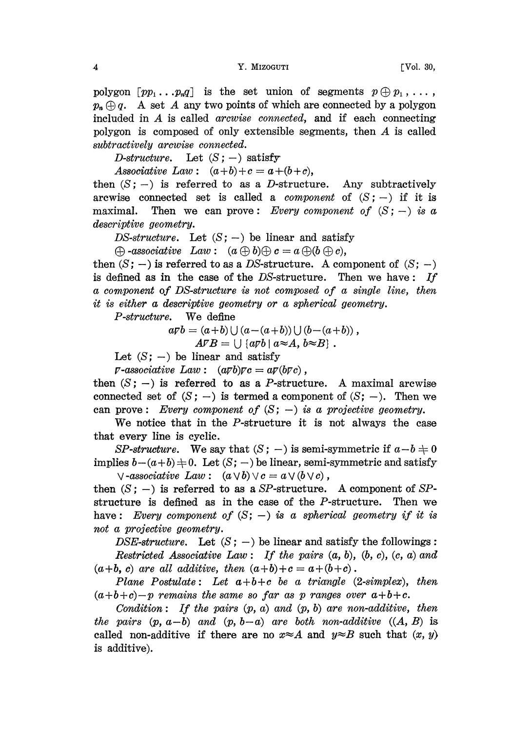polygon $[pp_1 \ldots p_n q]$ is the set union of segments $p \oplus p_1, \ldots, p_n \oplus q$. A set $A$ any two points of which are connected by a polygon included in $A$ is called *arcwise connected*, and if each connecting polygon is composed of only extensible segments, then $A$ is called *subtractively arcwise connected*.

*D-structure.* Let $(S; -)$ satisfy

*Associative Law*: $(a+b)+c = a+(b+c)$,

then $(S; -)$ is referred to as a *D*-structure. Any subtractively arcwise connected set is called a *component* of $(S; -)$ if it is maximal. Then we can prove: *Every component of $(S; -)$ is a descriptive geometry.*

*DS-structure.* Let $(S; -)$ be linear and satisfy

$\oplus$*-associative Law*: $(a \oplus b) \oplus c = a \oplus (b \oplus c)$,

then $(S; -)$ is referred to as a *DS*-structure. A component of $(S; -)$ is defined as in the case of the *DS*-structure. Then we have: *If a component of DS-structure is not composed of a single line, then it is either a descriptive geometry or a spherical geometry.*

*P-structure.* We define

$$a \triangledown b = (a+b) \cup (a-(a+b)) \cup (b-(a+b)),$$

$$A \triangledown B = \bigcup \{a \triangledown b \mid a \approx A,\ b \approx B\}.$$

Let $(S; -)$ be linear and satisfy

$\triangledown$*-associative Law*: $(a \triangledown b) \triangledown c = a \triangledown (b \triangledown c)$,

then $(S; -)$ is referred to as a *P*-structure. A maximal arcwise connected set of $(S; -)$ is termed a component of $(S; -)$. Then we can prove: *Every component of $(S; -)$ is a projective geometry.*

We notice that in the *P*-structure it is not always the case that every line is cyclic.

*SP-structure.* We say that $(S; -)$ is semi-symmetric if $a-b \neq 0$ implies $b-(a+b) \neq 0$. Let $(S; -)$ be linear, semi-symmetric and satisfy

$\vee$*-associative Law*: $(a \vee b) \vee c = a \vee (b \vee c)$,

then $(S; -)$ is referred to as a *SP*-structure. A component of *SP*-structure is defined as in the case of the *P*-structure. Then we have: *Every component of $(S; -)$ is a spherical geometry if it is not a projective geometry.*

*DSE-structure.* Let $(S; -)$ be linear and satisfy the followings:

*Restricted Associative Law*: *If the pairs $(a, b)$, $(b, c)$, $(c, a)$ and $(a+b, c)$ are all additive, then $(a+b)+c = a+(b+c)$.*

*Plane Postulate*: *Let $a+b+c$ be a triangle (2-simplex), then $(a+b+c)-p$ remains the same so far as $p$ ranges over $a+b+c$.*

*Condition*: *If the pairs $(p, a)$ and $(p, b)$ are non-additive, then the pairs $(p, a-b)$ and $(p, b-a)$ are both non-additive* ($(A, B)$ is called non-additive if there are no $x \approx A$ and $y \approx B$ such that $(x, y)$ is additive).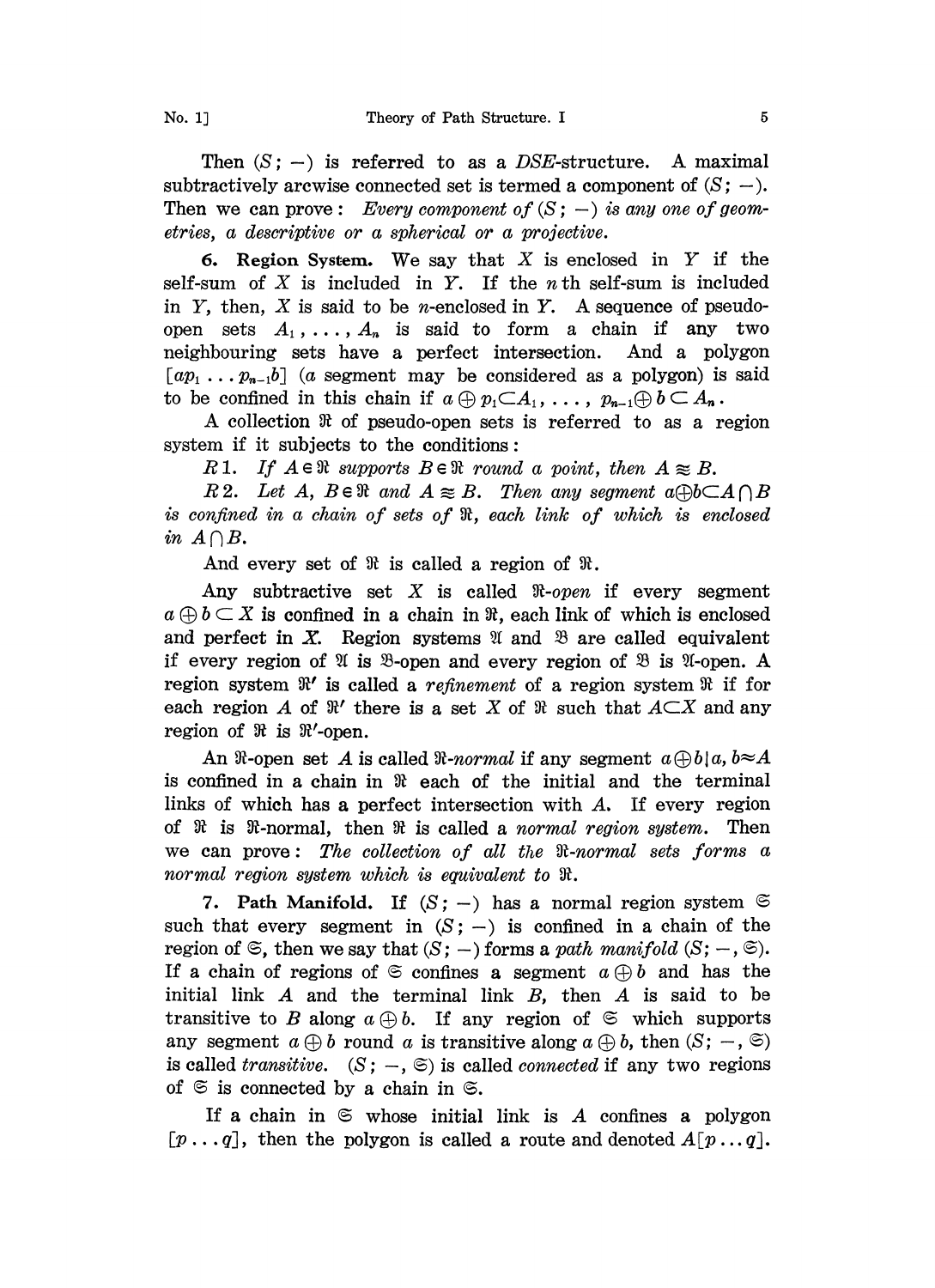Then $(S; -)$ is referred to as a *DSE*-structure. A maximal subtractively arcwise connected set is termed a component of $(S; -)$. Then we can prove: *Every component of $(S; -)$ is any one of geometries, a descriptive or a spherical or a projective.*

**6. Region System.** We say that $X$ is enclosed in $Y$ if the self-sum of $X$ is included in $Y$. If the $n$ th self-sum is included in $Y$, then, $X$ is said to be $n$-enclosed in $Y$. A sequence of pseudo-open sets $A_1, \dots, A_n$ is said to form a chain if any two neighbouring sets have a perfect intersection. And a polygon $[ap_1 \dots p_{n-1}b]$ (a segment may be considered as a polygon) is said to be confined in this chain if $a \oplus p_1 \subset A_1, \dots, p_{n-1} \oplus b \subset A_n$.

A collection $\mathfrak{R}$ of pseudo-open sets is referred to as a region system if it subjects to the conditions:

$R\,1$. *If $A \in \mathfrak{R}$ supports $B \in \mathfrak{R}$ round a point, then $A \approx B$.*

$R\,2$. *Let $A, B \in \mathfrak{R}$ and $A \approx B$. Then any segment $a \oplus b \subset A \cap B$ is confined in a chain of sets of $\mathfrak{R}$, each link of which is enclosed in $A \cap B$.*

And every set of $\mathfrak{R}$ is called a region of $\mathfrak{R}$.

Any subtractive set $X$ is called *$\mathfrak{R}$-open* if every segment $a \oplus b \subset X$ is confined in a chain in $\mathfrak{R}$, each link of which is enclosed and perfect in $X$. Region systems $\mathfrak{A}$ and $\mathfrak{B}$ are called equivalent if every region of $\mathfrak{A}$ is $\mathfrak{B}$-open and every region of $\mathfrak{B}$ is $\mathfrak{A}$-open. A region system $\mathfrak{R}'$ is called a *refinement* of a region system $\mathfrak{R}$ if for each region $A$ of $\mathfrak{R}'$ there is a set $X$ of $\mathfrak{R}$ such that $A \subset X$ and any region of $\mathfrak{R}$ is $\mathfrak{R}'$-open.

An $\mathfrak{R}$-open set $A$ is called *$\mathfrak{R}$-normal* if any segment $a \oplus b \,|\, a, b \approx A$ is confined in a chain in $\mathfrak{R}$ each of the initial and the terminal links of which has a perfect intersection with $A$. If every region of $\mathfrak{R}$ is $\mathfrak{R}$-normal, then $\mathfrak{R}$ is called a *normal region system*. Then we can prove: *The collection of all the $\mathfrak{R}$-normal sets forms a normal region system which is equivalent to $\mathfrak{R}$.*

**7. Path Manifold.** If $(S; -)$ has a normal region system $\mathfrak{S}$ such that every segment in $(S; -)$ is confined in a chain of the region of $\mathfrak{S}$, then we say that $(S; -)$ forms a *path manifold* $(S; -, \mathfrak{S})$. If a chain of regions of $\mathfrak{S}$ confines a segment $a \oplus b$ and has the initial link $A$ and the terminal link $B$, then $A$ is said to be transitive to $B$ along $a \oplus b$. If any region of $\mathfrak{S}$ which supports any segment $a \oplus b$ round $a$ is transitive along $a \oplus b$, then $(S; -, \mathfrak{S})$ is called *transitive*. $(S; -, \mathfrak{S})$ is called *connected* if any two regions of $\mathfrak{S}$ is connected by a chain in $\mathfrak{S}$.

If a chain in $\mathfrak{S}$ whose initial link is $A$ confines a polygon $[p \dots q]$, then the polygon is called a route and denoted $A[p \dots q]$.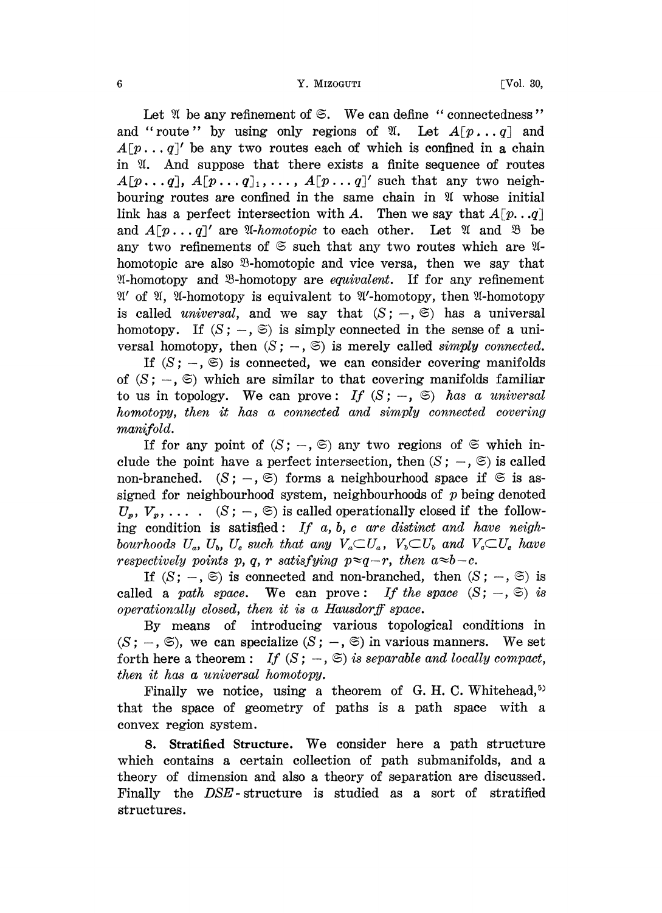Let $\mathfrak{A}$ be any refinement of $\mathfrak{S}$. We can define "connectedness" and "route" by using only regions of $\mathfrak{A}$. Let $A[p\ldots q]$ and $A[p\ldots q]'$ be any two routes each of which is confined in a chain in $\mathfrak{A}$. And suppose that there exists a finite sequence of routes $A[p\ldots q]$, $A[p\ldots q]_1, \ldots, A[p\ldots q]'$ such that any two neighbouring routes are confined in the same chain in $\mathfrak{A}$ whose initial link has a perfect intersection with $A$. Then we say that $A[p\ldots q]$ and $A[p\ldots q]'$ are *$\mathfrak{A}$-homotopic* to each other. Let $\mathfrak{A}$ and $\mathfrak{B}$ be any two refinements of $\mathfrak{S}$ such that any two routes which are $\mathfrak{A}$-homotopic are also $\mathfrak{B}$-homotopic and vice versa, then we say that $\mathfrak{A}$-homotopy and $\mathfrak{B}$-homotopy are *equivalent*. If for any refinement $\mathfrak{A}'$ of $\mathfrak{A}$, $\mathfrak{A}$-homotopy is equivalent to $\mathfrak{A}'$-homotopy, then $\mathfrak{A}$-homotopy is called *universal*, and we say that $(S;-,\mathfrak{S})$ has a universal homotopy. If $(S;-,\mathfrak{S})$ is simply connected in the sense of a universal homotopy, then $(S;-,\mathfrak{S})$ is merely called *simply connected*.

If $(S;-,\mathfrak{S})$ is connected, we can consider covering manifolds of $(S;-,\mathfrak{S})$ which are similar to that covering manifolds familiar to us in topology. We can prove: *If $(S;-,\mathfrak{S})$ has a universal homotopy, then it has a connected and simply connected covering manifold.*

If for any point of $(S;-,\mathfrak{S})$ any two regions of $\mathfrak{S}$ which include the point have a perfect intersection, then $(S;-,\mathfrak{S})$ is called non-branched. $(S;-,\mathfrak{S})$ forms a neighbourhood space if $\mathfrak{S}$ is assigned for neighbourhood system, neighbourhoods of $p$ being denoted $U_p, V_p, \ldots$ . $(S;-,\mathfrak{S})$ is called operationally closed if the following condition is satisfied: *If $a, b, c$ are distinct and have neighbourhoods $U_a$, $U_b$, $U_c$ such that any $V_a \subset U_a$, $V_b \subset U_b$ and $V_c \subset U_c$ have respectively points $p, q, r$ satisfying $p \approx q - r$, then $a \approx b - c$.*

If $(S;-,\mathfrak{S})$ is connected and non-branched, then $(S;-,\mathfrak{S})$ is called a *path space*. We can prove: *If the space $(S;-,\mathfrak{S})$ is operationally closed, then it is a Hausdorff space.*

By means of introducing various topological conditions in $(S;-,\mathfrak{S})$, we can specialize $(S;-,\mathfrak{S})$ in various manners. We set forth here a theorem: *If $(S;-,\mathfrak{S})$ is separable and locally compact, then it has a universal homotopy.*

Finally we notice, using a theorem of G. H. C. Whitehead,[5] that the space of geometry of paths is a path space with a convex region system.

**8. Stratified Structure.** We consider here a path structure which contains a certain collection of path submanifolds, and a theory of dimension and also a theory of separation are discussed. Finally the *DSE*-structure is studied as a sort of stratified structures.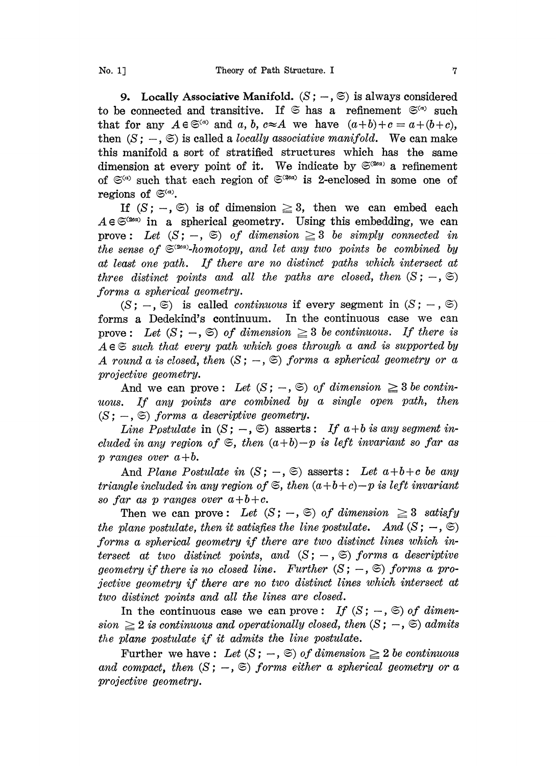**9. Locally Associative Manifold.** $(S; -, \mathfrak{S})$ is always considered to be connected and transitive. If $\mathfrak{S}$ has a refinement $\mathfrak{S}^{(\alpha)}$ such that for any $A \in \mathfrak{S}^{(\alpha)}$ and $a, b, c \approx A$ we have $(a+b)+c = a+(b+c)$, then $(S; -, \mathfrak{S})$ is called a *locally associative manifold*. We can make this manifold a sort of stratified structures which has the same dimension at every point of it. We indicate by $\mathfrak{S}^{(2\alpha)}$ a refinement of $\mathfrak{S}^{(\alpha)}$ such that each region of $\mathfrak{S}^{(2\alpha)}$ is 2-enclosed in some one of regions of $\mathfrak{S}^{(\alpha)}$.

If $(S; -, \mathfrak{S})$ is of dimension $\geqq 3$, then we can embed each $A \in \mathfrak{S}^{(2\alpha)}$ in a spherical geometry. Using this embedding, we can prove: *Let $(S; -, \mathfrak{S})$ of dimension $\geqq 3$ be simply connected in the sense of $\mathfrak{S}^{(2\alpha)}$-homotopy, and let any two points be combined by at least one path. If there are no distinct paths which intersect at three distinct points and all the paths are closed, then $(S; -, \mathfrak{S})$ forms a spherical geometry.*

$(S; -, \mathfrak{S})$ is called *continuous* if every segment in $(S; -, \mathfrak{S})$ forms a Dedekind's continuum. In the continuous case we can prove: *Let $(S; -, \mathfrak{S})$ of dimension $\geqq 3$ be continuous. If there is $A \in \mathfrak{S}$ such that every path which goes through $a$ and is supported by $A$ round $a$ is closed, then $(S; -, \mathfrak{S})$ forms a spherical geometry or a projective geometry.*

And we can prove: *Let $(S; -, \mathfrak{S})$ of dimension $\geqq 3$ be continuous. If any points are combined by a single open path, then $(S; -, \mathfrak{S})$ forms a descriptive geometry.*

*Line Postulate* in $(S; -, \mathfrak{S})$ asserts: *If $a+b$ is any segment included in any region of $\mathfrak{S}$, then $(a+b)-p$ is left invariant so far as $p$ ranges over $a+b$.*

And *Plane Postulate in* $(S; -, \mathfrak{S})$ asserts: *Let $a+b+c$ be any triangle included in any region of $\mathfrak{S}$, then $(a+b+c)-p$ is left invariant so far as $p$ ranges over $a+b+c$.*

Then we can prove: *Let $(S; -, \mathfrak{S})$ of dimension $\geqq 3$ satisfy the plane postulate, then it satisfies the line postulate. And $(S; -, \mathfrak{S})$ forms a spherical geometry if there are two distinct lines which intersect at two distinct points, and $(S; -, \mathfrak{S})$ forms a descriptive geometry if there is no closed line. Further $(S; -, \mathfrak{S})$ forms a projective geometry if there are no two distinct lines which intersect at two distinct points and all the lines are closed.*

In the continuous case we can prove: *If $(S; -, \mathfrak{S})$ of dimension $\geqq 2$ is continuous and operationally closed, then $(S; -, \mathfrak{S})$ admits the plane postulate if it admits the line postulate.*

Further we have: *Let $(S; -, \mathfrak{S})$ of dimension $\geqq 2$ be continuous and compact, then $(S; -, \mathfrak{S})$ forms either a spherical geometry or a projective geometry.*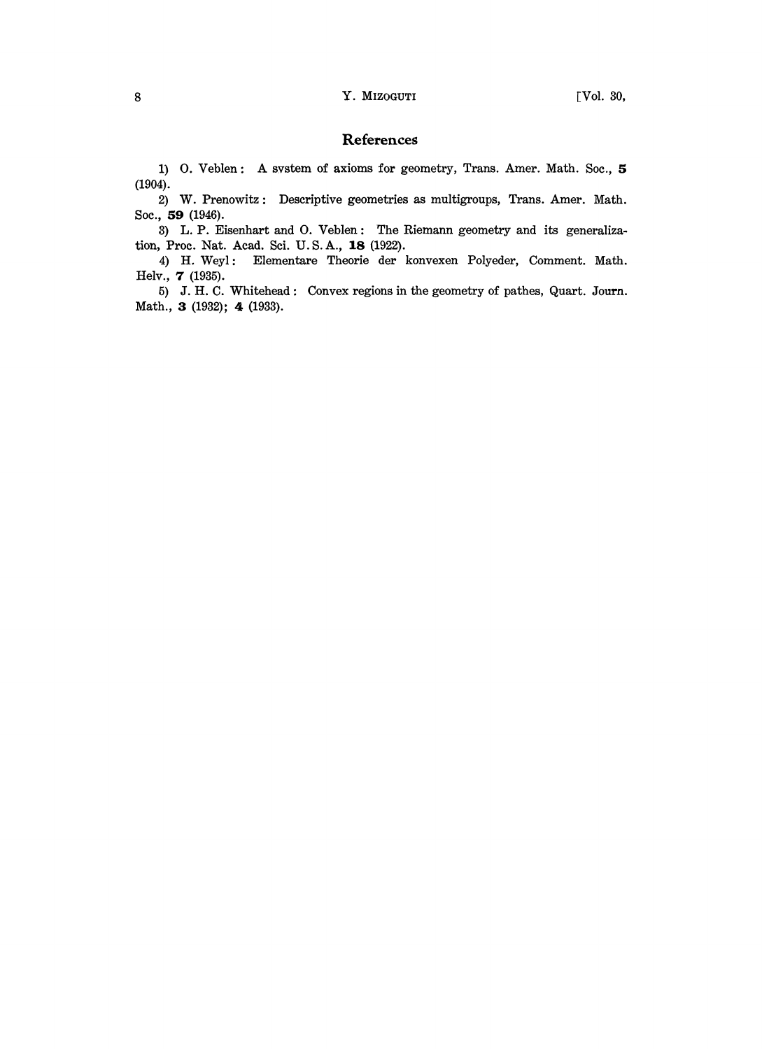## References

1) O. Veblen: A svstem of axioms for geometry, Trans. Amer. Math. Soc., **5** (1904).

2) W. Prenowitz: Descriptive geometries as multigroups, Trans. Amer. Math. Soc., **59** (1946).

3) L. P. Eisenhart and O. Veblen: The Riemann geometry and its generalization, Proc. Nat. Acad. Sci. U. S. A., **18** (1922).

4) H. Weyl: Elementare Theorie der konvexen Polyeder, Comment. Math. Helv., **7** (1935).

5) J. H. C. Whitehead: Convex regions in the geometry of pathes, Quart. Journ. Math., **3** (1932); **4** (1933).